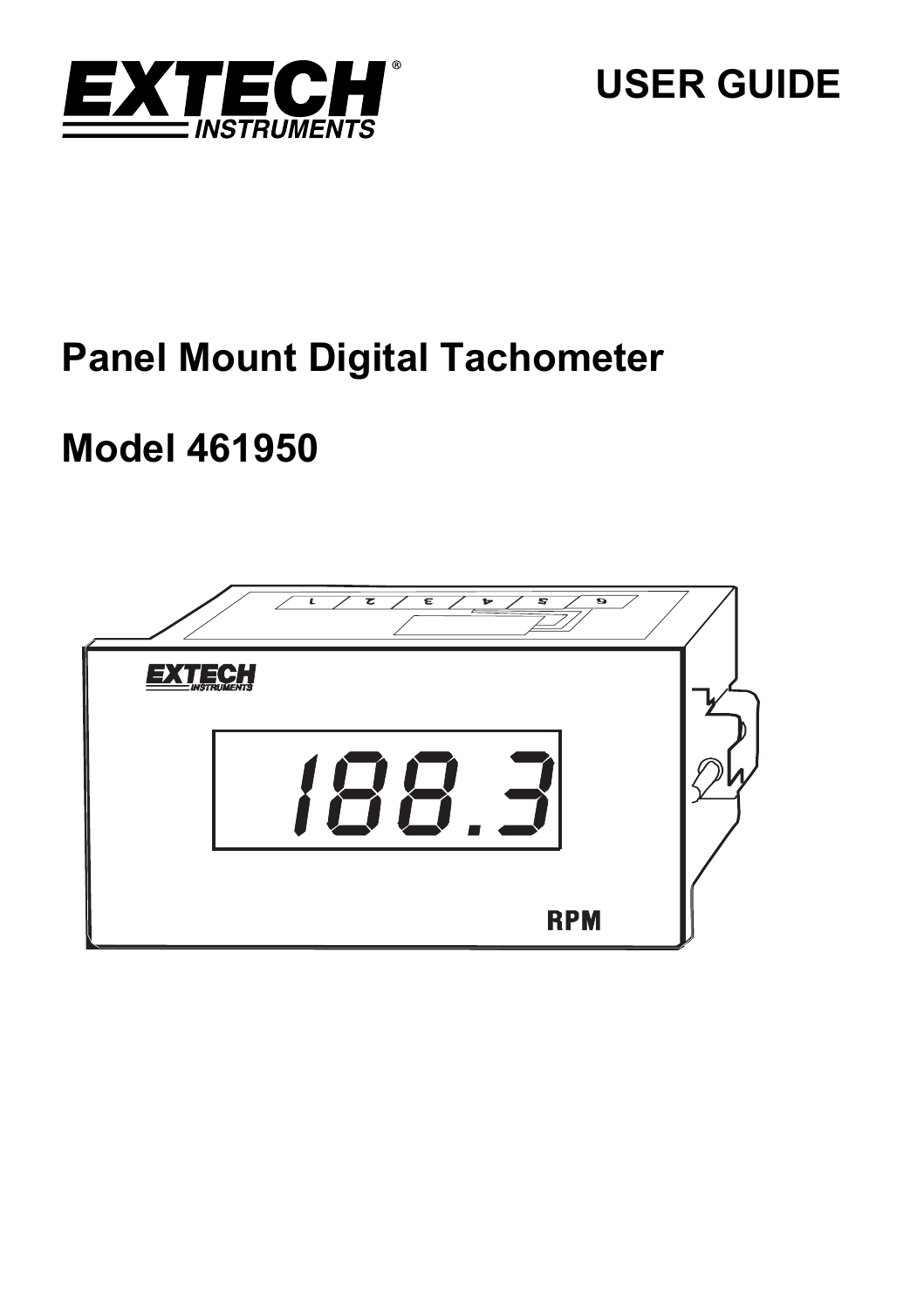# USER GUIDE

## Panel Mount Digital Tachometer

## Model 461950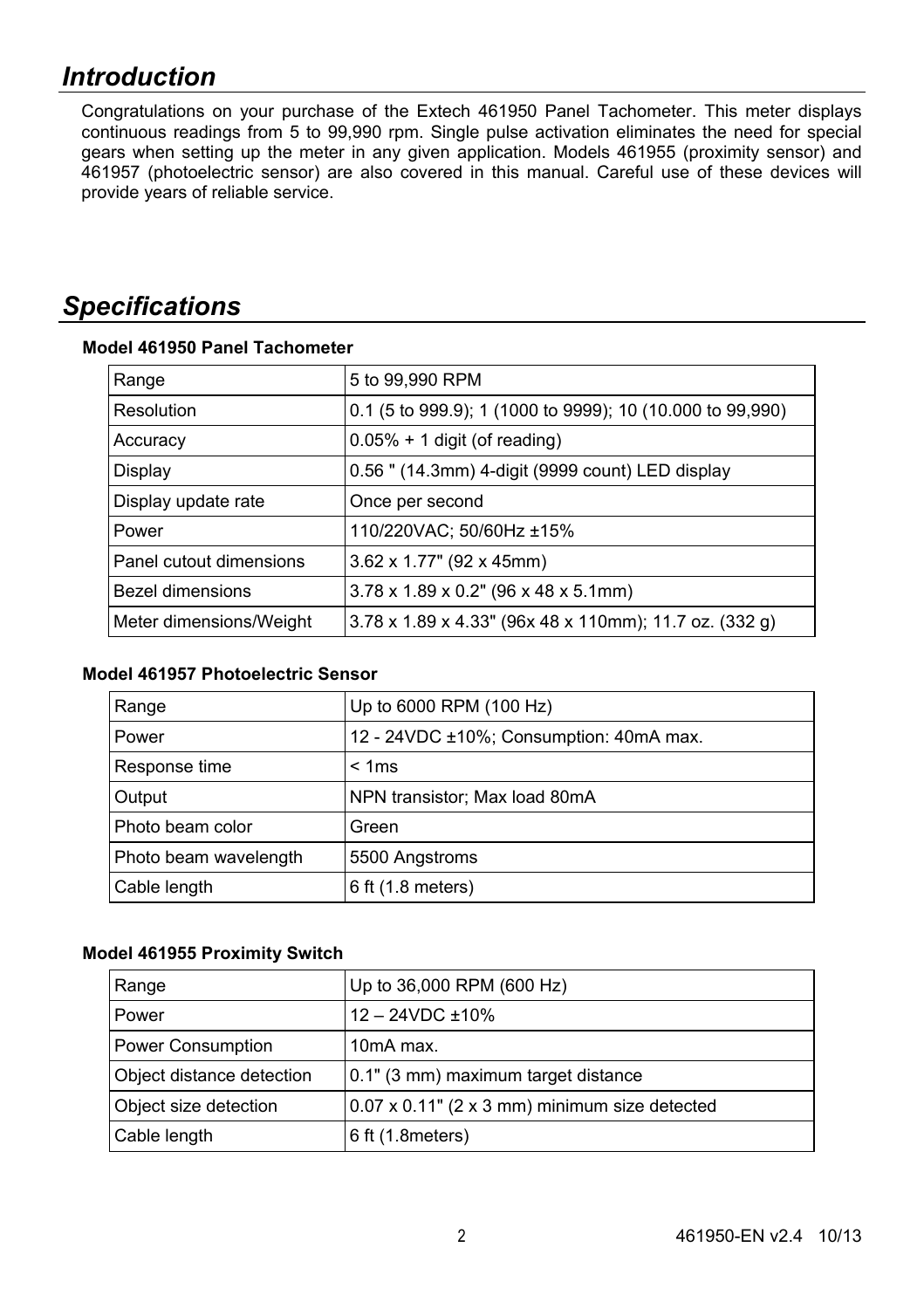## *Introduction*

Congratulations on your purchase of the Extech 461950 Panel Tachometer. This meter displays continuous readings from 5 to 99,990 rpm. Single pulse activation eliminates the need for special gears when setting up the meter in any given application. Models 461955 (proximity sensor) and 461957 (photoelectric sensor) are also covered in this manual. Careful use of these devices will provide years of reliable service.

## *Specifications*

**Model 461950 Panel Tachometer**

| | |
|---|---|
| Range | 5 to 99,990 RPM |
| Resolution | 0.1 (5 to 999.9); 1 (1000 to 9999); 10 (10.000 to 99,990) |
| Accuracy | 0.05% + 1 digit (of reading) |
| Display | 0.56 " (14.3mm) 4-digit (9999 count) LED display |
| Display update rate | Once per second |
| Power | 110/220VAC; 50/60Hz ±15% |
| Panel cutout dimensions | 3.62 x 1.77" (92 x 45mm) |
| Bezel dimensions | 3.78 x 1.89 x 0.2" (96 x 48 x 5.1mm) |
| Meter dimensions/Weight | 3.78 x 1.89 x 4.33" (96x 48 x 110mm); 11.7 oz. (332 g) |

**Model 461957 Photoelectric Sensor**

| | |
|---|---|
| Range | Up to 6000 RPM (100 Hz) |
| Power | 12 - 24VDC ±10%; Consumption: 40mA max. |
| Response time | < 1ms |
| Output | NPN transistor; Max load 80mA |
| Photo beam color | Green |
| Photo beam wavelength | 5500 Angstroms |
| Cable length | 6 ft (1.8 meters) |

**Model 461955 Proximity Switch**

| | |
|---|---|
| Range | Up to 36,000 RPM (600 Hz) |
| Power | 12 – 24VDC ±10% |
| Power Consumption | 10mA max. |
| Object distance detection | 0.1" (3 mm) maximum target distance |
| Object size detection | 0.07 x 0.11" (2 x 3 mm) minimum size detected |
| Cable length | 6 ft (1.8meters) |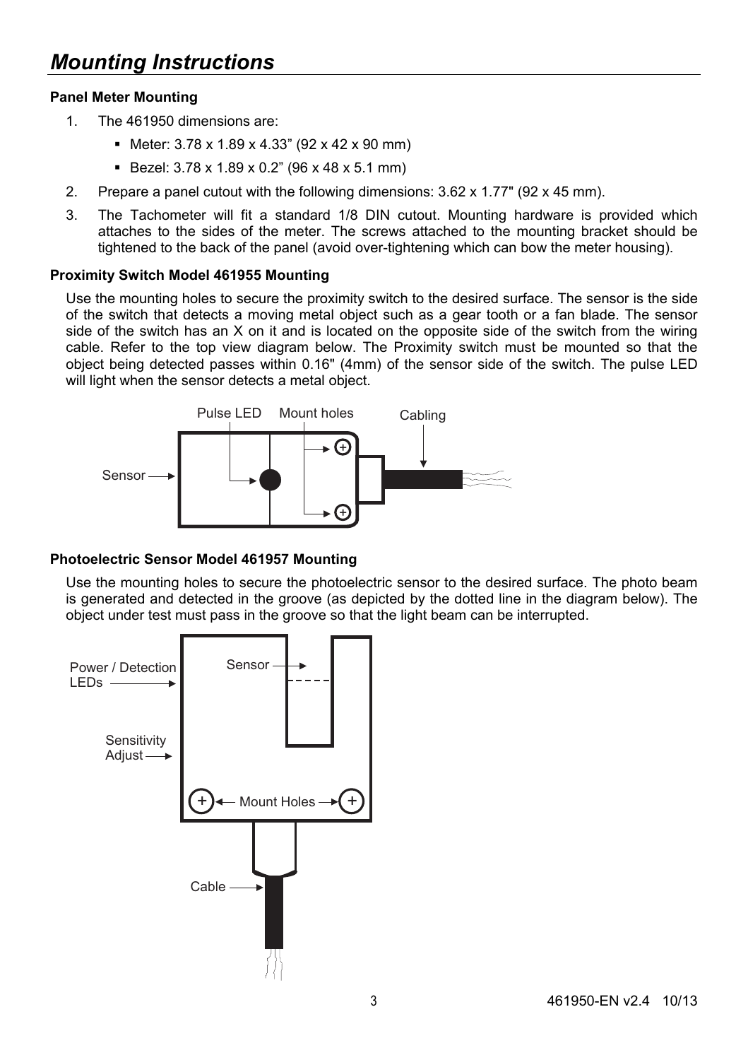# *Mounting Instructions*

**Panel Meter Mounting**

1. The 461950 dimensions are:
   - Meter: 3.78 x 1.89 x 4.33” (92 x 42 x 90 mm)
   - Bezel: 3.78 x 1.89 x 0.2” (96 x 48 x 5.1 mm)
2. Prepare a panel cutout with the following dimensions: 3.62 x 1.77" (92 x 45 mm).
3. The Tachometer will fit a standard 1/8 DIN cutout. Mounting hardware is provided which attaches to the sides of the meter. The screws attached to the mounting bracket should be tightened to the back of the panel (avoid over-tightening which can bow the meter housing).

**Proximity Switch Model 461955 Mounting**

Use the mounting holes to secure the proximity switch to the desired surface. The sensor is the side of the switch that detects a moving metal object such as a gear tooth or a fan blade. The sensor side of the switch has an X on it and is located on the opposite side of the switch from the wiring cable. Refer to the top view diagram below. The Proximity switch must be mounted so that the object being detected passes within 0.16" (4mm) of the sensor side of the switch. The pulse LED will light when the sensor detects a metal object.

Pulse LED Mount holes Cabling

Sensor

**Photoelectric Sensor Model 461957 Mounting**

Use the mounting holes to secure the photoelectric sensor to the desired surface. The photo beam is generated and detected in the groove (as depicted by the dotted line in the diagram below). The object under test must pass in the groove so that the light beam can be interrupted.

Power / Detection LEDs

Sensor

Sensitivity Adjust

Mount Holes

Cable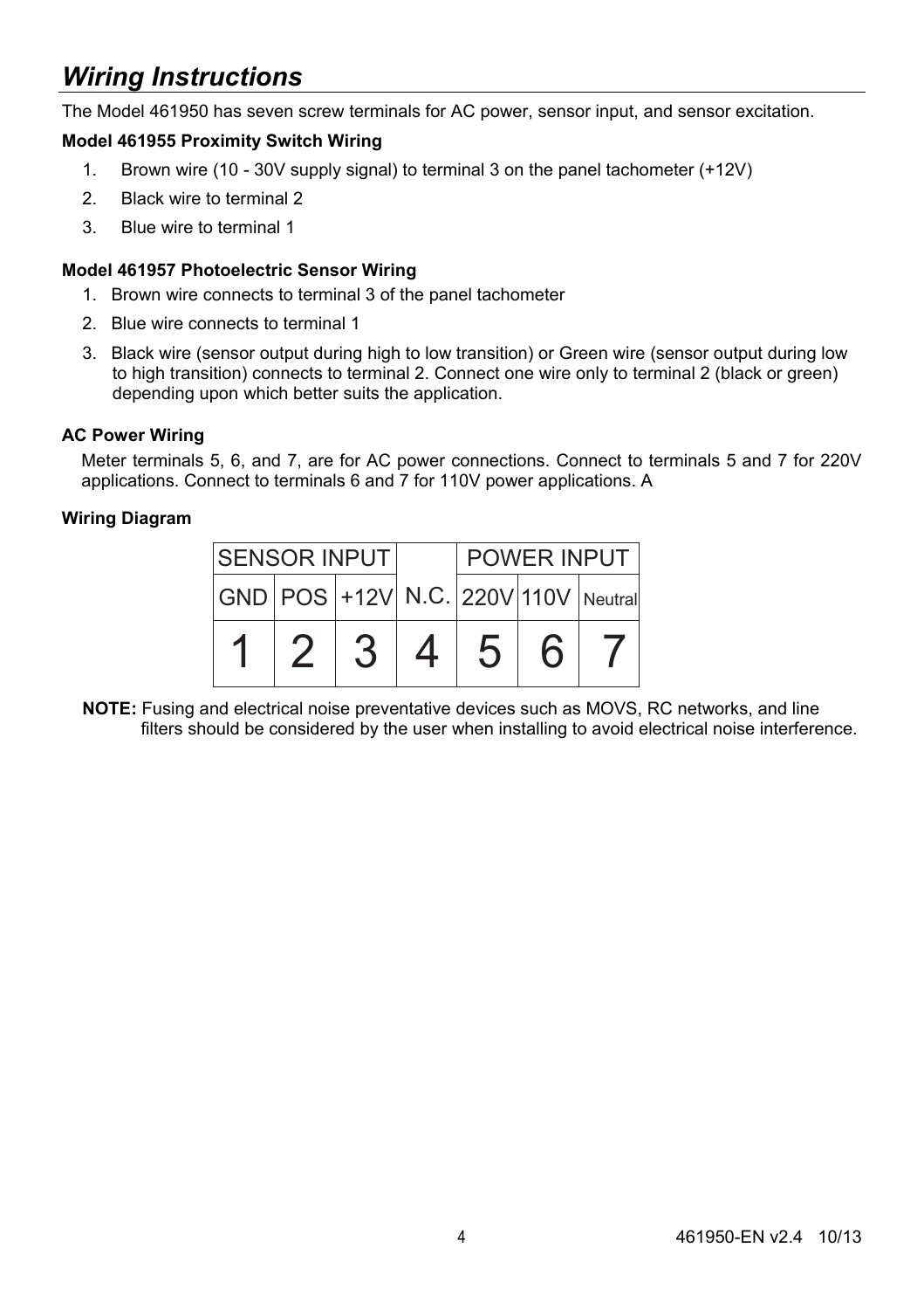# *Wiring Instructions*

The Model 461950 has seven screw terminals for AC power, sensor input, and sensor excitation.

**Model 461955 Proximity Switch Wiring**

1. Brown wire (10 - 30V supply signal) to terminal 3 on the panel tachometer (+12V)
2. Black wire to terminal 2
3. Blue wire to terminal 1

**Model 461957 Photoelectric Sensor Wiring**

1. Brown wire connects to terminal 3 of the panel tachometer
2. Blue wire connects to terminal 1
3. Black wire (sensor output during high to low transition) or Green wire (sensor output during low to high transition) connects to terminal 2. Connect one wire only to terminal 2 (black or green) depending upon which better suits the application.

**AC Power Wiring**

Meter terminals 5, 6, and 7, are for AC power connections. Connect to terminals 5 and 7 for 220V applications. Connect to terminals 6 and 7 for 110V power applications. A

**Wiring Diagram**

| SENSOR INPUT | | | | POWER INPUT | | |
|---|---|---|---|---|---|---|
| GND | POS | +12V | N.C. | 220V | 110V | Neutral |
| 1 | 2 | 3 | 4 | 5 | 6 | 7 |

**NOTE:** Fusing and electrical noise preventative devices such as MOVS, RC networks, and line filters should be considered by the user when installing to avoid electrical noise interference.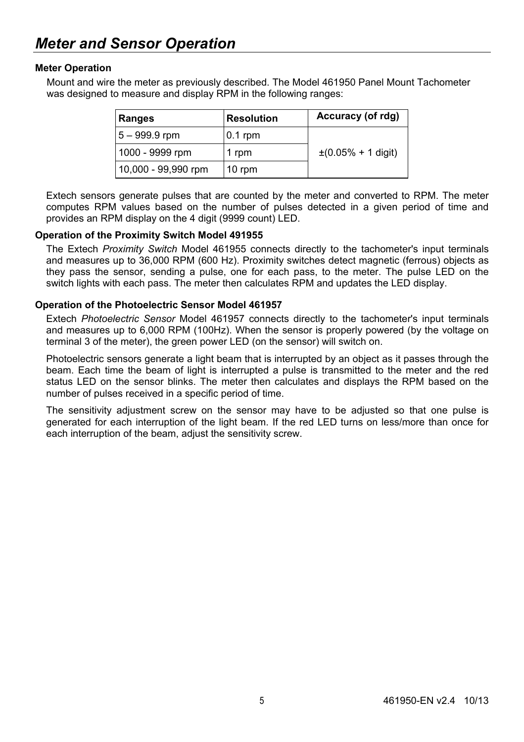# Meter and Sensor Operation

### Meter Operation

Mount and wire the meter as previously described. The Model 461950 Panel Mount Tachometer was designed to measure and display RPM in the following ranges:

| Ranges | Resolution | Accuracy (of rdg) |
|---|---|---|
| 5 – 999.9 rpm | 0.1 rpm | ±(0.05% + 1 digit) |
| 1000 - 9999 rpm | 1 rpm | |
| 10,000 - 99,990 rpm | 10 rpm | |

Extech sensors generate pulses that are counted by the meter and converted to RPM. The meter computes RPM values based on the number of pulses detected in a given period of time and provides an RPM display on the 4 digit (9999 count) LED.

### Operation of the Proximity Switch Model 491955

The Extech *Proximity Switch* Model 461955 connects directly to the tachometer's input terminals and measures up to 36,000 RPM (600 Hz). Proximity switches detect magnetic (ferrous) objects as they pass the sensor, sending a pulse, one for each pass, to the meter. The pulse LED on the switch lights with each pass. The meter then calculates RPM and updates the LED display.

### Operation of the Photoelectric Sensor Model 461957

Extech *Photoelectric Sensor* Model 461957 connects directly to the tachometer's input terminals and measures up to 6,000 RPM (100Hz). When the sensor is properly powered (by the voltage on terminal 3 of the meter), the green power LED (on the sensor) will switch on.

Photoelectric sensors generate a light beam that is interrupted by an object as it passes through the beam. Each time the beam of light is interrupted a pulse is transmitted to the meter and the red status LED on the sensor blinks. The meter then calculates and displays the RPM based on the number of pulses received in a specific period of time.

The sensitivity adjustment screw on the sensor may have to be adjusted so that one pulse is generated for each interruption of the light beam. If the red LED turns on less/more than once for each interruption of the beam, adjust the sensitivity screw.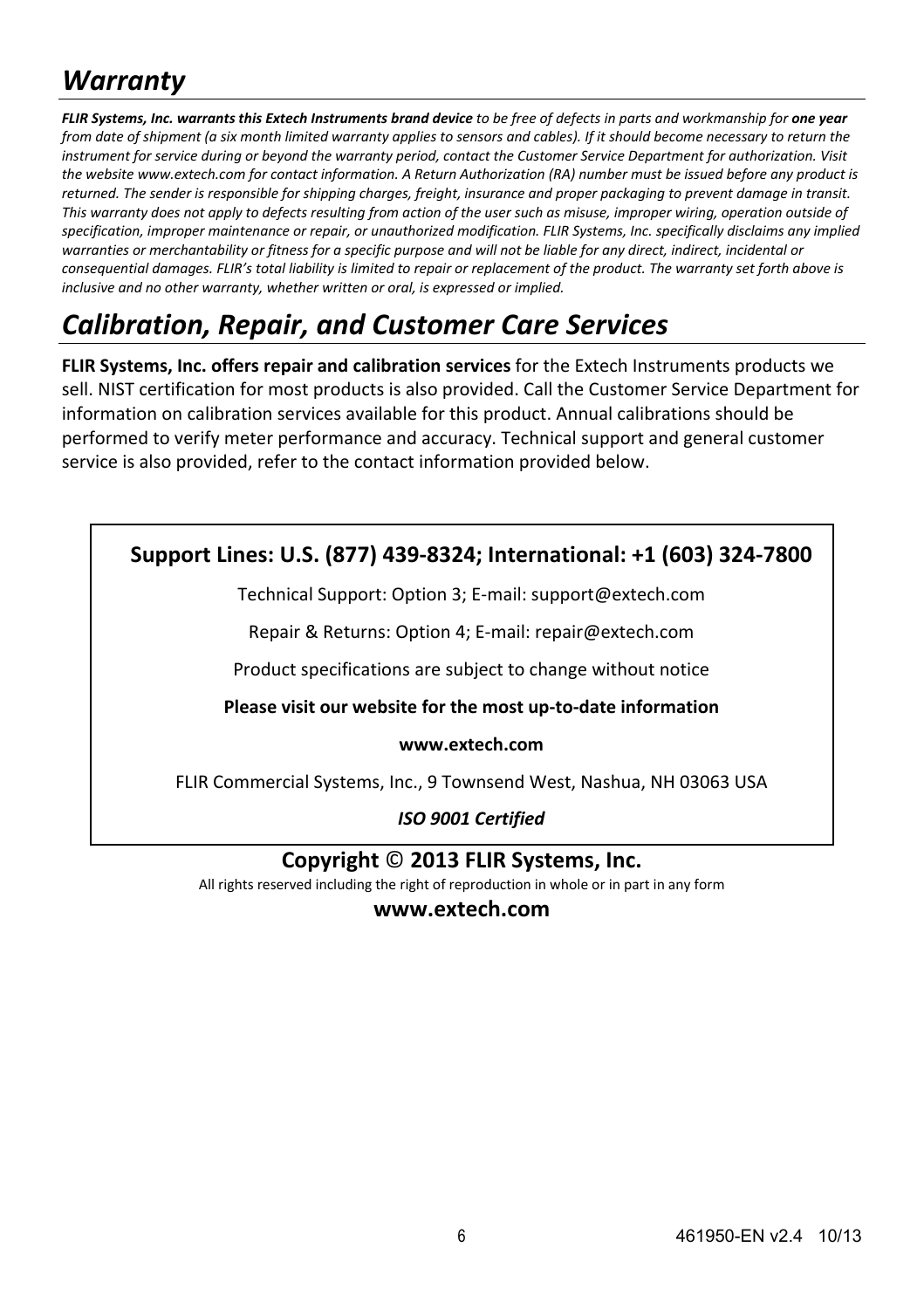# *Warranty*

***FLIR Systems, Inc. warrants this Extech Instruments brand device** to be free of defects in parts and workmanship for **one year** from date of shipment (a six month limited warranty applies to sensors and cables). If it should become necessary to return the instrument for service during or beyond the warranty period, contact the Customer Service Department for authorization. Visit the website www.extech.com for contact information. A Return Authorization (RA) number must be issued before any product is returned. The sender is responsible for shipping charges, freight, insurance and proper packaging to prevent damage in transit. This warranty does not apply to defects resulting from action of the user such as misuse, improper wiring, operation outside of specification, improper maintenance or repair, or unauthorized modification. FLIR Systems, Inc. specifically disclaims any implied warranties or merchantability or fitness for a specific purpose and will not be liable for any direct, indirect, incidental or consequential damages. FLIR's total liability is limited to repair or replacement of the product. The warranty set forth above is inclusive and no other warranty, whether written or oral, is expressed or implied.*

# *Calibration, Repair, and Customer Care Services*

**FLIR Systems, Inc. offers repair and calibration services** for the Extech Instruments products we sell. NIST certification for most products is also provided. Call the Customer Service Department for information on calibration services available for this product. Annual calibrations should be performed to verify meter performance and accuracy. Technical support and general customer service is also provided, refer to the contact information provided below.

**Support Lines: U.S. (877) 439-8324; International: +1 (603) 324-7800**

Technical Support: Option 3; E-mail: support@extech.com

Repair & Returns: Option 4; E-mail: repair@extech.com

Product specifications are subject to change without notice

**Please visit our website for the most up-to-date information**

**www.extech.com**

FLIR Commercial Systems, Inc., 9 Townsend West, Nashua, NH 03063 USA

***ISO 9001 Certified***

**Copyright © 2013 FLIR Systems, Inc.**

All rights reserved including the right of reproduction in whole or in part in any form

**www.extech.com**

461950-EN v2.4 10/13